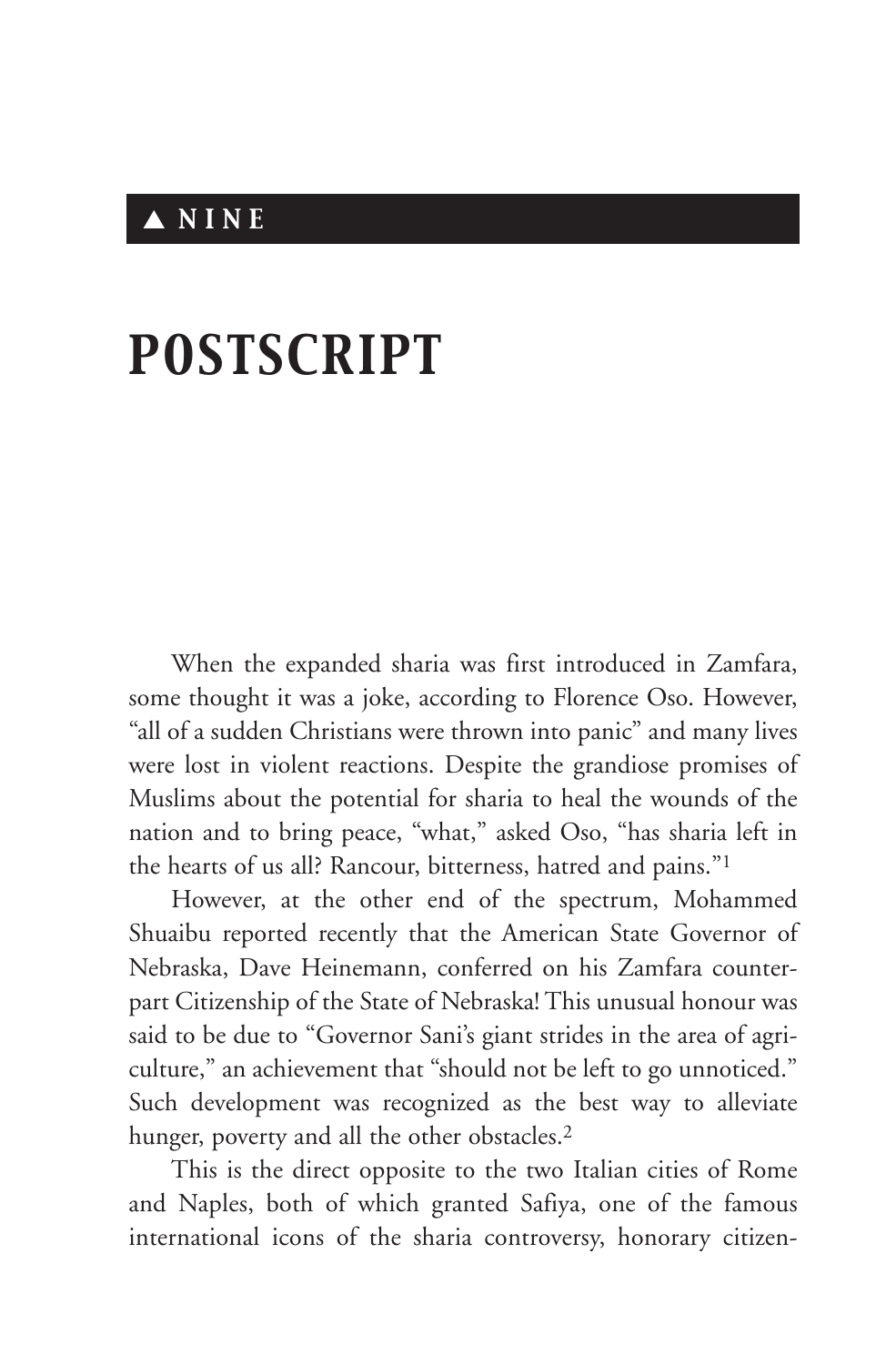▲ NINE

# POSTSCRIPT

When the expanded sharia was first introduced in Zamfara, some thought it was a joke, according to Florence Oso. However, "all of a sudden Christians were thrown into panic" and many lives were lost in violent reactions. Despite the grandiose promises of Muslims about the potential for sharia to heal the wounds of the nation and to bring peace, "what," asked Oso, "has sharia left in the hearts of us all? Rancour, bitterness, hatred and pains."[1]

However, at the other end of the spectrum, Mohammed Shuaibu reported recently that the American State Governor of Nebraska, Dave Heinemann, conferred on his Zamfara counterpart Citizenship of the State of Nebraska! This unusual honour was said to be due to "Governor Sani's giant strides in the area of agriculture," an achievement that "should not be left to go unnoticed." Such development was recognized as the best way to alleviate hunger, poverty and all the other obstacles.[2]

This is the direct opposite to the two Italian cities of Rome and Naples, both of which granted Safiya, one of the famous international icons of the sharia controversy, honorary citizen-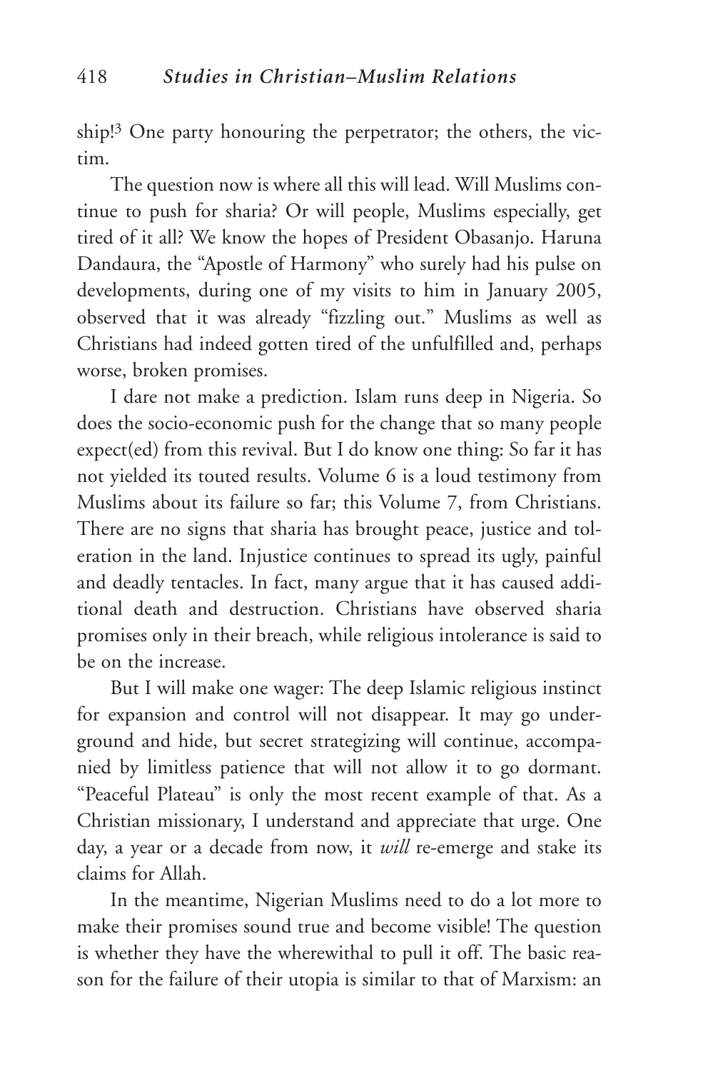ship![3] One party honouring the perpetrator; the others, the victim.

The question now is where all this will lead. Will Muslims continue to push for sharia? Or will people, Muslims especially, get tired of it all? We know the hopes of President Obasanjo. Haruna Dandaura, the "Apostle of Harmony" who surely had his pulse on developments, during one of my visits to him in January 2005, observed that it was already "fizzling out." Muslims as well as Christians had indeed gotten tired of the unfulfilled and, perhaps worse, broken promises.

I dare not make a prediction. Islam runs deep in Nigeria. So does the socio-economic push for the change that so many people expect(ed) from this revival. But I do know one thing: So far it has not yielded its touted results. Volume 6 is a loud testimony from Muslims about its failure so far; this Volume 7, from Christians. There are no signs that sharia has brought peace, justice and toleration in the land. Injustice continues to spread its ugly, painful and deadly tentacles. In fact, many argue that it has caused additional death and destruction. Christians have observed sharia promises only in their breach, while religious intolerance is said to be on the increase.

But I will make one wager: The deep Islamic religious instinct for expansion and control will not disappear. It may go underground and hide, but secret strategizing will continue, accompanied by limitless patience that will not allow it to go dormant. "Peaceful Plateau" is only the most recent example of that. As a Christian missionary, I understand and appreciate that urge. One day, a year or a decade from now, it *will* re-emerge and stake its claims for Allah.

In the meantime, Nigerian Muslims need to do a lot more to make their promises sound true and become visible! The question is whether they have the wherewithal to pull it off. The basic reason for the failure of their utopia is similar to that of Marxism: an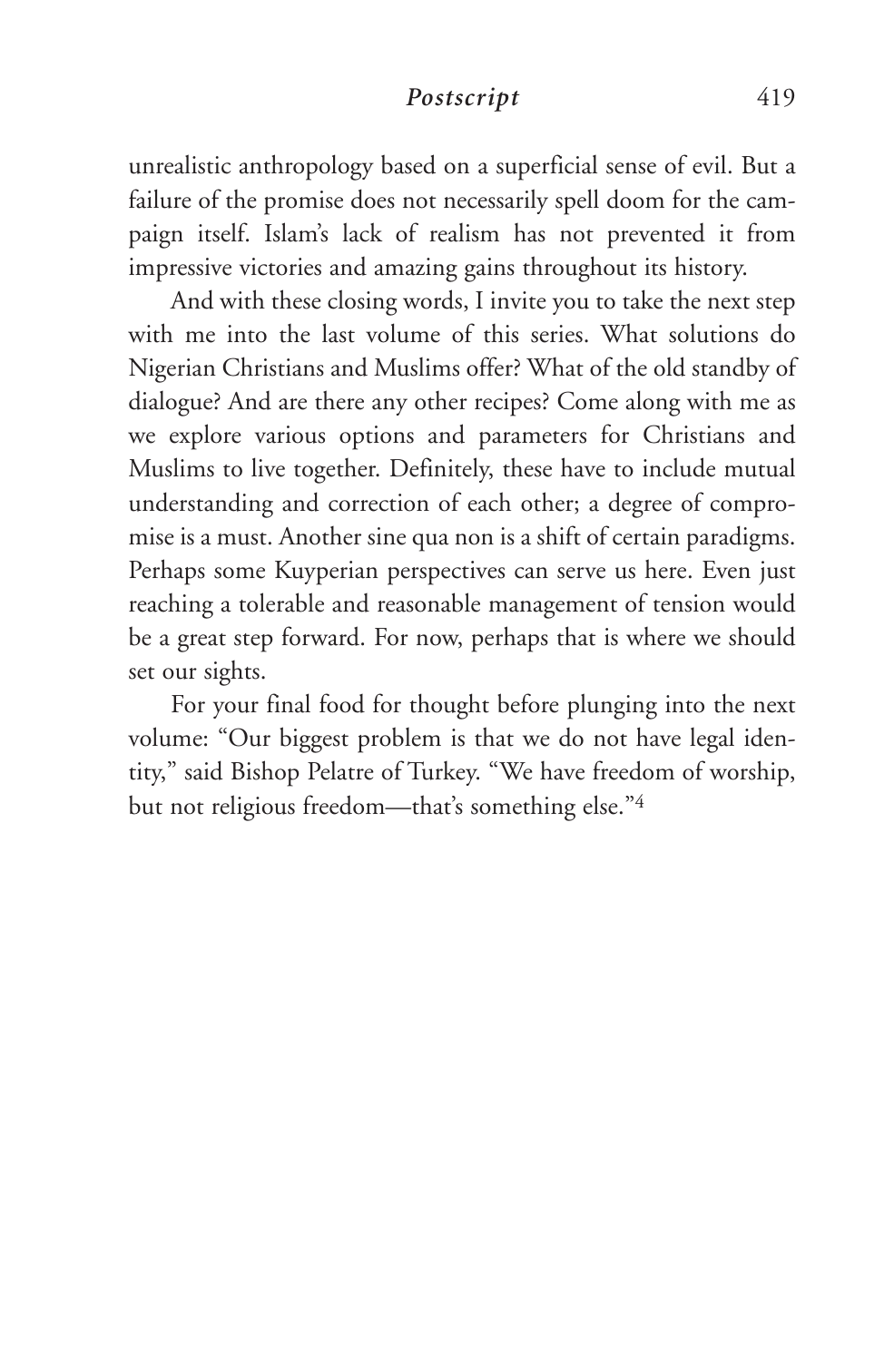unrealistic anthropology based on a superficial sense of evil. But a failure of the promise does not necessarily spell doom for the campaign itself. Islam's lack of realism has not prevented it from impressive victories and amazing gains throughout its history.

And with these closing words, I invite you to take the next step with me into the last volume of this series. What solutions do Nigerian Christians and Muslims offer? What of the old standby of dialogue? And are there any other recipes? Come along with me as we explore various options and parameters for Christians and Muslims to live together. Definitely, these have to include mutual understanding and correction of each other; a degree of compromise is a must. Another sine qua non is a shift of certain paradigms. Perhaps some Kuyperian perspectives can serve us here. Even just reaching a tolerable and reasonable management of tension would be a great step forward. For now, perhaps that is where we should set our sights.

For your final food for thought before plunging into the next volume: "Our biggest problem is that we do not have legal identity," said Bishop Pelatre of Turkey. "We have freedom of worship, but not religious freedom—that's something else."[4]